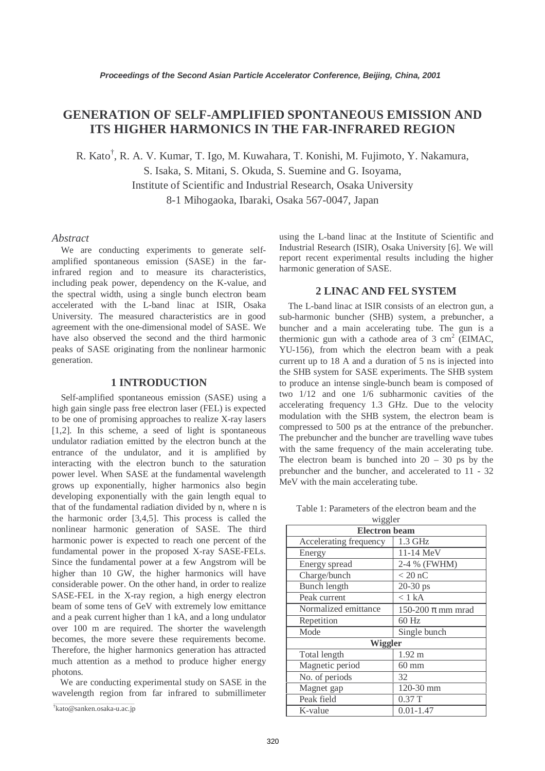# GENERATION OF SELF-AMPLIFIED SPONTANEOUS EMISSION AND ITS HIGHER HARMONICS IN THE FAR-INFRARED REGION

R. Kato[†], R. A. V. Kumar, T. Igo, M. Kuwahara, T. Konishi, M. Fujimoto, Y. Nakamura, S. Isaka, S. Mitani, S. Okuda, S. Suemine and G. Isoyama,
Institute of Scientific and Industrial Research, Osaka University
8-1 Mihogaoka, Ibaraki, Osaka 567-0047, Japan

### *Abstract*

We are conducting experiments to generate self-amplified spontaneous emission (SASE) in the far-infrared region and to measure its characteristics, including peak power, dependency on the K-value, and the spectral width, using a single bunch electron beam accelerated with the L-band linac at ISIR, Osaka University. The measured characteristics are in good agreement with the one-dimensional model of SASE. We have also observed the second and the third harmonic peaks of SASE originating from the nonlinear harmonic generation.

## 1 INTRODUCTION

Self-amplified spontaneous emission (SASE) using a high gain single pass free electron laser (FEL) is expected to be one of promising approaches to realize X-ray lasers [1,2]. In this scheme, a seed of light is spontaneous undulator radiation emitted by the electron bunch at the entrance of the undulator, and it is amplified by interacting with the electron bunch to the saturation power level. When SASE at the fundamental wavelength grows up exponentially, higher harmonics also begin developing exponentially with the gain length equal to that of the fundamental radiation divided by n, where n is the harmonic order [3,4,5]. This process is called the nonlinear harmonic generation of SASE. The third harmonic power is expected to reach one percent of the fundamental power in the proposed X-ray SASE-FELs. Since the fundamental power at a few Angstrom will be higher than 10 GW, the higher harmonics will have considerable power. On the other hand, in order to realize SASE-FEL in the X-ray region, a high energy electron beam of some tens of GeV with extremely low emittance and a peak current higher than 1 kA, and a long undulator over 100 m are required. The shorter the wavelength becomes, the more severe these requirements become. Therefore, the higher harmonics generation has attracted much attention as a method to produce higher energy photons.

We are conducting experimental study on SASE in the wavelength region from far infrared to submillimeter using the L-band linac at the Institute of Scientific and Industrial Research (ISIR), Osaka University [6]. We will report recent experimental results including the higher harmonic generation of SASE.

## 2 LINAC AND FEL SYSTEM

The L-band linac at ISIR consists of an electron gun, a sub-harmonic buncher (SHB) system, a prebuncher, a buncher and a main accelerating tube. The gun is a thermionic gun with a cathode area of 3 cm$^2$ (EIMAC, YU-156), from which the electron beam with a peak current up to 18 A and a duration of 5 ns is injected into the SHB system for SASE experiments. The SHB system to produce an intense single-bunch beam is composed of two 1/12 and one 1/6 subharmonic cavities of the accelerating frequency 1.3 GHz. Due to the velocity modulation with the SHB system, the electron beam is compressed to 500 ps at the entrance of the prebuncher. The prebuncher and the buncher are travelling wave tubes with the same frequency of the main accelerating tube. The electron beam is bunched into 20 – 30 ps by the prebuncher and the buncher, and accelerated to 11 - 32 MeV with the main accelerating tube.

Table 1: Parameters of the electron beam and the wiggler

| | |
|---|---|
| **Electron beam** | |
| Accelerating frequency | 1.3 GHz |
| Energy | 11-14 MeV |
| Energy spread | 2-4 % (FWHM) |
| Charge/bunch | < 20 nC |
| Bunch length | 20-30 ps |
| Peak current | < 1 kA |
| Normalized emittance | 150-200 π mm mrad |
| Repetition | 60 Hz |
| Mode | Single bunch |
| **Wiggler** | |
| Total length | 1.92 m |
| Magnetic period | 60 mm |
| No. of periods | 32 |
| Magnet gap | 120-30 mm |
| Peak field | 0.37 T |
| K-value | 0.01-1.47 |

[†] kato@sanken.osaka-u.ac.jp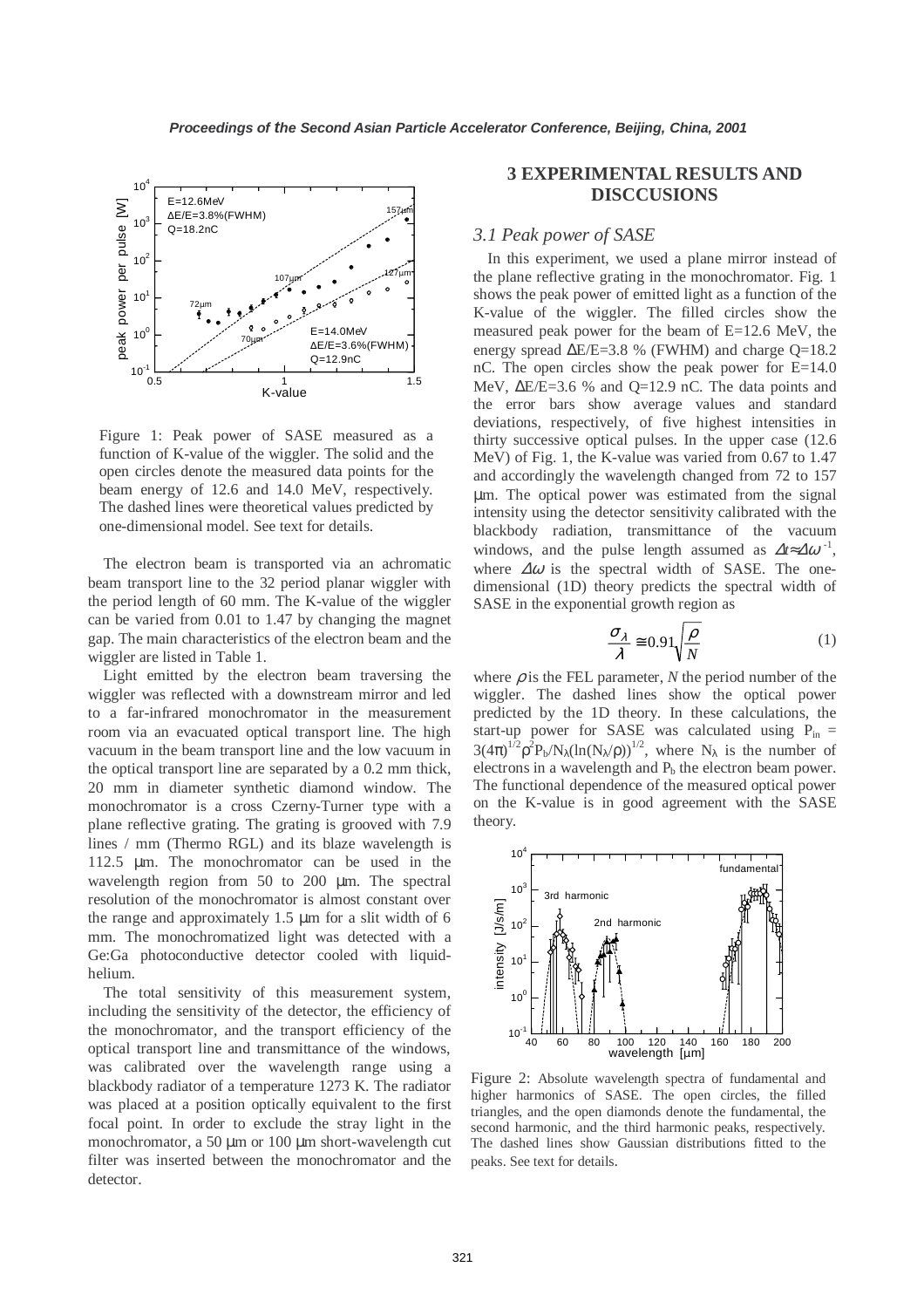E=12.6MeV
ΔE/E=3.8%(FWHM)
Q=18.2nC

E=14.0MeV
ΔE/E=3.6%(FWHM)
Q=12.9nC

157μm
127μm
107μm
72μm
70μm

peak power per pulse [W]

$10^{4}$
$10^{3}$
$10^{2}$
$10^{1}$
$10^{0}$
$10^{-1}$

0.5
1
1.5

K-value

Figure 1: Peak power of SASE measured as a function of K-value of the wiggler. The solid and the open circles denote the measured data points for the beam energy of 12.6 and 14.0 MeV, respectively. The dashed lines were theoretical values predicted by one-dimensional model. See text for details.

The electron beam is transported via an achromatic beam transport line to the 32 period planar wiggler with the period length of 60 mm. The K-value of the wiggler can be varied from 0.01 to 1.47 by changing the magnet gap. The main characteristics of the electron beam and the wiggler are listed in Table 1.

Light emitted by the electron beam traversing the wiggler was reflected with a downstream mirror and led to a far-infrared monochromator in the measurement room via an evacuated optical transport line. The high vacuum in the beam transport line and the low vacuum in the optical transport line are separated by a 0.2 mm thick, 20 mm in diameter synthetic diamond window. The monochromator is a cross Czerny-Turner type with a plane reflective grating. The grating is grooved with 7.9 lines / mm (Thermo RGL) and its blaze wavelength is 112.5 μm. The monochromator can be used in the wavelength region from 50 to 200 μm. The spectral resolution of the monochromator is almost constant over the range and approximately 1.5 μm for a slit width of 6 mm. The monochromatized light was detected with a Ge:Ga photoconductive detector cooled with liquid-helium.

The total sensitivity of this measurement system, including the sensitivity of the detector, the efficiency of the monochromator, and the transport efficiency of the optical transport line and transmittance of the windows, was calibrated over the wavelength range using a blackbody radiator of a temperature 1273 K. The radiator was placed at a position optically equivalent to the first focal point. In order to exclude the stray light in the monochromator, a 50 μm or 100 μm short-wavelength cut filter was inserted between the monochromator and the detector.

## 3 EXPERIMENTAL RESULTS AND DISCCUSIONS

### 3.1 Peak power of SASE

In this experiment, we used a plane mirror instead of the plane reflective grating in the monochromator. Fig. 1 shows the peak power of emitted light as a function of the K-value of the wiggler. The filled circles show the measured peak power for the beam of E=12.6 MeV, the energy spread ΔE/E=3.8 % (FWHM) and charge Q=18.2 nC. The open circles show the peak power for E=14.0 MeV, ΔE/E=3.6 % and Q=12.9 nC. The data points and the error bars show average values and standard deviations, respectively, of five highest intensities in thirty successive optical pulses. In the upper case (12.6 MeV) of Fig. 1, the K-value was varied from 0.67 to 1.47 and accordingly the wavelength changed from 72 to 157 μm. The optical power was estimated from the signal intensity using the detector sensitivity calibrated with the blackbody radiation, transmittance of the vacuum windows, and the pulse length assumed as $\Delta t \approx \Delta\omega^{-1}$, where $\Delta\omega$ is the spectral width of SASE. The one-dimensional (1D) theory predicts the spectral width of SASE in the exponential growth region as

$$\frac{\sigma_{\lambda}}{\lambda} \cong 0.91\sqrt{\frac{\rho}{N}} \tag{1}$$

where $\rho$ is the FEL parameter, $N$ the period number of the wiggler. The dashed lines show the optical power predicted by the 1D theory. In these calculations, the start-up power for SASE was calculated using $P_{in} = 3(4\pi)^{1/2}\rho^{2}P_{b}/N_{\lambda}(\ln(N_{\lambda}/\rho))^{1/2}$, where $N_{\lambda}$ is the number of electrons in a wavelength and $P_{b}$ the electron beam power. The functional dependence of the measured optical power on the K-value is in good agreement with the SASE theory.

fundamental
3rd harmonic
2nd harmonic

intensity [J/s/m]

$10^{4}$
$10^{3}$
$10^{2}$
$10^{1}$
$10^{0}$
$10^{-1}$

40
60
80
100
120
140
160
180
200

wavelength [μm]

Figure 2: Absolute wavelength spectra of fundamental and higher harmonics of SASE. The open circles, the filled triangles, and the open diamonds denote the fundamental, the second harmonic, and the third harmonic peaks, respectively. The dashed lines show Gaussian distributions fitted to the peaks. See text for details.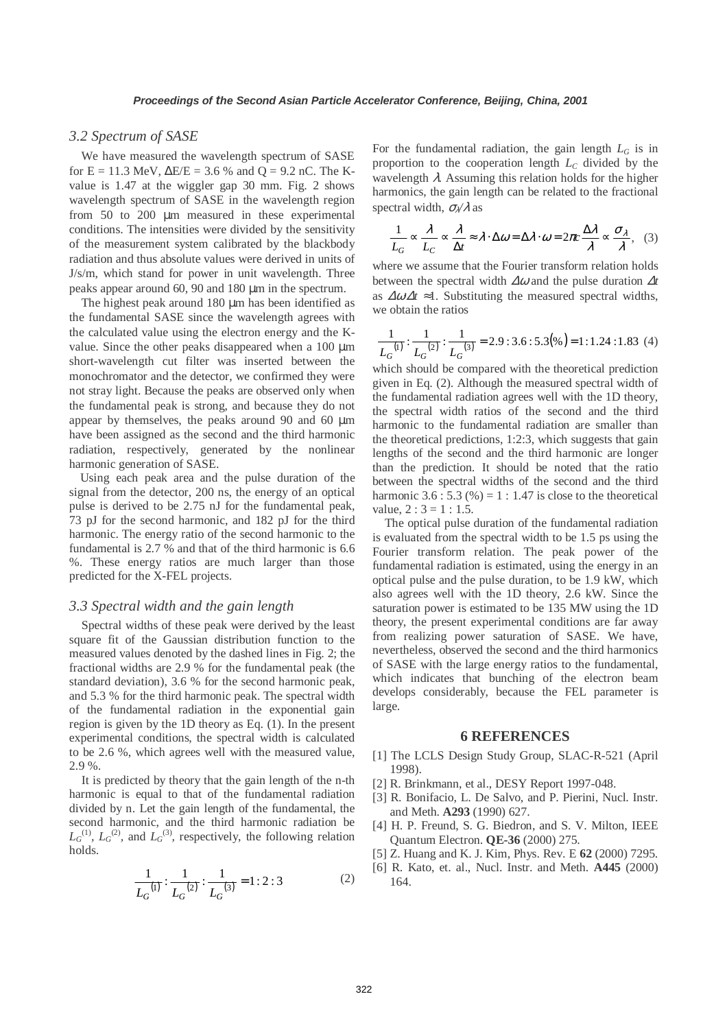### 3.2 Spectrum of SASE

We have measured the wavelength spectrum of SASE for E = 11.3 MeV, ΔE/E = 3.6 % and Q = 9.2 nC. The K-value is 1.47 at the wiggler gap 30 mm. Fig. 2 shows wavelength spectrum of SASE in the wavelength region from 50 to 200 μm measured in these experimental conditions. The intensities were divided by the sensitivity of the measurement system calibrated by the blackbody radiation and thus absolute values were derived in units of J/s/m, which stand for power in unit wavelength. Three peaks appear around 60, 90 and 180 μm in the spectrum.

The highest peak around 180 μm has been identified as the fundamental SASE since the wavelength agrees with the calculated value using the electron energy and the K-value. Since the other peaks disappeared when a 100 μm short-wavelength cut filter was inserted between the monochromator and the detector, we confirmed they were not stray light. Because the peaks are observed only when the fundamental peak is strong, and because they do not appear by themselves, the peaks around 90 and 60 μm have been assigned as the second and the third harmonic radiation, respectively, generated by the nonlinear harmonic generation of SASE.

Using each peak area and the pulse duration of the signal from the detector, 200 ns, the energy of an optical pulse is derived to be 2.75 nJ for the fundamental peak, 73 pJ for the second harmonic, and 182 pJ for the third harmonic. The energy ratio of the second harmonic to the fundamental is 2.7 % and that of the third harmonic is 6.6 %. These energy ratios are much larger than those predicted for the X-FEL projects.

### 3.3 Spectral width and the gain length

Spectral widths of these peak were derived by the least square fit of the Gaussian distribution function to the measured values denoted by the dashed lines in Fig. 2; the fractional widths are 2.9 % for the fundamental peak (the standard deviation), 3.6 % for the second harmonic peak, and 5.3 % for the third harmonic peak. The spectral width of the fundamental radiation in the exponential gain region is given by the 1D theory as Eq. (1). In the present experimental conditions, the spectral width is calculated to be 2.6 %, which agrees well with the measured value, 2.9 %.

It is predicted by theory that the gain length of the n-th harmonic is equal to that of the fundamental radiation divided by n. Let the gain length of the fundamental, the second harmonic, and the third harmonic radiation be $L_G^{(1)}$, $L_G^{(2)}$, and $L_G^{(3)}$, respectively, the following relation holds.

$$\frac{1}{L_G^{(1)}} : \frac{1}{L_G^{(2)}} : \frac{1}{L_G^{(3)}} = 1:2:3 \qquad (2)$$

For the fundamental radiation, the gain length $L_G$ is in proportion to the cooperation length $L_C$ divided by the wavelength $\lambda$. Assuming this relation holds for the higher harmonics, the gain length can be related to the fractional spectral width, $\sigma_\lambda/\lambda$ as

$$\frac{1}{L_G} \propto \frac{\lambda}{L_C} \propto \frac{\lambda}{\Delta t} \approx \lambda \cdot \Delta\omega = \Delta\lambda \cdot \omega = 2\pi c \frac{\Delta\lambda}{\lambda} \propto \frac{\sigma_\lambda}{\lambda}, \quad (3)$$

where we assume that the Fourier transform relation holds between the spectral width $\Delta\omega$ and the pulse duration $\Delta t$ as $\Delta\omega\Delta t \approx 1$. Substituting the measured spectral widths, we obtain the ratios

$$\frac{1}{L_G^{(1)}} : \frac{1}{L_G^{(2)}} : \frac{1}{L_G^{(3)}} = 2.9:3.6:5.3(\%) = 1:1.24:1.83 \quad (4)$$

which should be compared with the theoretical prediction given in Eq. (2). Although the measured spectral width of the fundamental radiation agrees well with the 1D theory, the spectral width ratios of the second and the third harmonic to the fundamental radiation are smaller than the theoretical predictions, 1:2:3, which suggests that gain lengths of the second and the third harmonic are longer than the prediction. It should be noted that the ratio between the spectral widths of the second and the third harmonic 3.6 : 5.3 (%) = 1 : 1.47 is close to the theoretical value, 2 : 3 = 1 : 1.5.

The optical pulse duration of the fundamental radiation is evaluated from the spectral width to be 1.5 ps using the Fourier transform relation. The peak power of the fundamental radiation is estimated, using the energy in an optical pulse and the pulse duration, to be 1.9 kW, which also agrees well with the 1D theory, 2.6 kW. Since the saturation power is estimated to be 135 MW using the 1D theory, the present experimental conditions are far away from realizing power saturation of SASE. We have, nevertheless, observed the second and the third harmonics of SASE with the large energy ratios to the fundamental, which indicates that bunching of the electron beam develops considerably, because the FEL parameter is large.

## 6 REFERENCES

[1] The LCLS Design Study Group, SLAC-R-521 (April 1998).

[2] R. Brinkmann, et al., DESY Report 1997-048.

[3] R. Bonifacio, L. De Salvo, and P. Pierini, Nucl. Instr. and Meth. **A293** (1990) 627.

[4] H. P. Freund, S. G. Biedron, and S. V. Milton, IEEE Quantum Electron. **QE-36** (2000) 275.

[5] Z. Huang and K. J. Kim, Phys. Rev. E **62** (2000) 7295.

[6] R. Kato, et. al., Nucl. Instr. and Meth. **A445** (2000) 164.